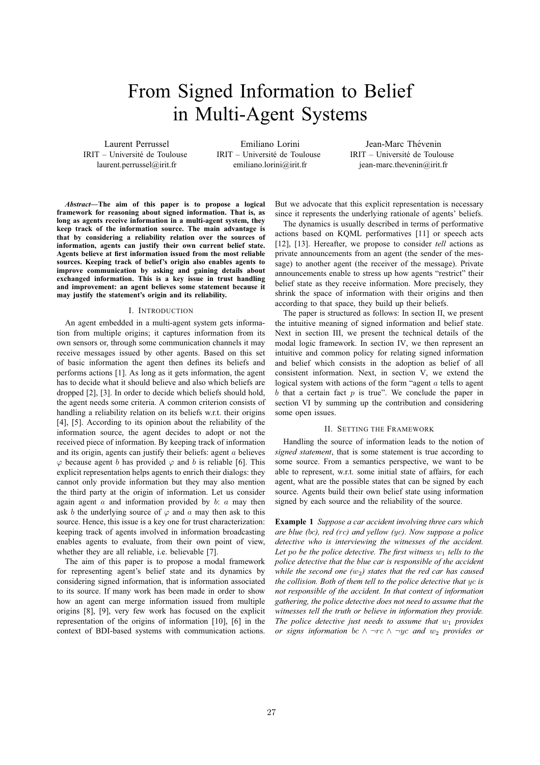# From Signed Information to Belief in Multi-Agent Systems

Laurent Perrussel
IRIT – Université de Toulouse
laurent.perrussel@irit.fr

Emiliano Lorini
IRIT – Université de Toulouse
emiliano.lorini@irit.fr

Jean-Marc Thévenin
IRIT – Université de Toulouse
jean-marc.thevenin@irit.fr

***Abstract*—The aim of this paper is to propose a logical framework for reasoning about signed information. That is, as long as agents receive information in a multi-agent system, they keep track of the information source. The main advantage is that by considering a reliability relation over the sources of information, agents can justify their own current belief state. Agents believe at first information issued from the most reliable sources. Keeping track of belief's origin also enables agents to improve communication by asking and gaining details about exchanged information. This is a key issue in trust handling and improvement: an agent believes some statement because it may justify the statement's origin and its reliability.**

## I. Introduction

An agent embedded in a multi-agent system gets information from multiple origins; it captures information from its own sensors or, through some communication channels it may receive messages issued by other agents. Based on this set of basic information the agent then defines its beliefs and performs actions [1]. As long as it gets information, the agent has to decide what it should believe and also which beliefs are dropped [2], [3]. In order to decide which beliefs should hold, the agent needs some criteria. A common criterion consists of handling a reliability relation on its beliefs w.r.t. their origins [4], [5]. According to its opinion about the reliability of the information source, the agent decides to adopt or not the received piece of information. By keeping track of information and its origin, agents can justify their beliefs: agent $a$ believes $\varphi$ because agent $b$ has provided $\varphi$ and $b$ is reliable [6]. This explicit representation helps agents to enrich their dialogs: they cannot only provide information but they may also mention the third party at the origin of information. Let us consider again agent $a$ and information provided by $b$: $a$ may then ask $b$ the underlying source of $\varphi$ and $a$ may then ask to this source. Hence, this issue is a key one for trust characterization: keeping track of agents involved in information broadcasting enables agents to evaluate, from their own point of view, whether they are all reliable, i.e. believable [7].

The aim of this paper is to propose a modal framework for representing agent's belief state and its dynamics by considering signed information, that is information associated to its source. If many work has been made in order to show how an agent can merge information issued from multiple origins [8], [9], very few work has focused on the explicit representation of the origins of information [10], [6] in the context of BDI-based systems with communication actions. But we advocate that this explicit representation is necessary since it represents the underlying rationale of agents' beliefs.

The dynamics is usually described in terms of performative actions based on KQML performatives [11] or speech acts [12], [13]. Hereafter, we propose to consider *tell* actions as private announcements from an agent (the sender of the message) to another agent (the receiver of the message). Private announcements enable to stress up how agents "restrict" their belief state as they receive information. More precisely, they shrink the space of information with their origins and then according to that space, they build up their beliefs.

The paper is structured as follows: In section II, we present the intuitive meaning of signed information and belief state. Next in section III, we present the technical details of the modal logic framework. In section IV, we then represent an intuitive and common policy for relating signed information and belief which consists in the adoption as belief of all consistent information. Next, in section V, we extend the logical system with actions of the form "agent $a$ tells to agent $b$ that a certain fact $p$ is true". We conclude the paper in section VI by summing up the contribution and considering some open issues.

## II. Setting the Framework

Handling the source of information leads to the notion of *signed statement*, that is some statement is true according to some source. From a semantics perspective, we want to be able to represent, w.r.t. some initial state of affairs, for each agent, what are the possible states that can be signed by each source. Agents build their own belief state using information signed by each source and the reliability of the source.

**Example 1** *Suppose a car accident involving three cars which are blue ($bc$), red ($rc$) and yellow ($yc$). Now suppose a police detective who is interviewing the witnesses of the accident. Let $po$ be the police detective. The first witness $w_1$ tells to the police detective that the blue car is responsible of the accident while the second one ($w_2$) states that the red car has caused the collision. Both of them tell to the police detective that $yc$ is not responsible of the accident. In that context of information gathering, the police detective does not need to assume that the witnesses tell the truth or believe in information they provide. The police detective just needs to assume that $w_1$ provides or signs information $bc \wedge \neg rc \wedge \neg yc$ and $w_2$ provides or*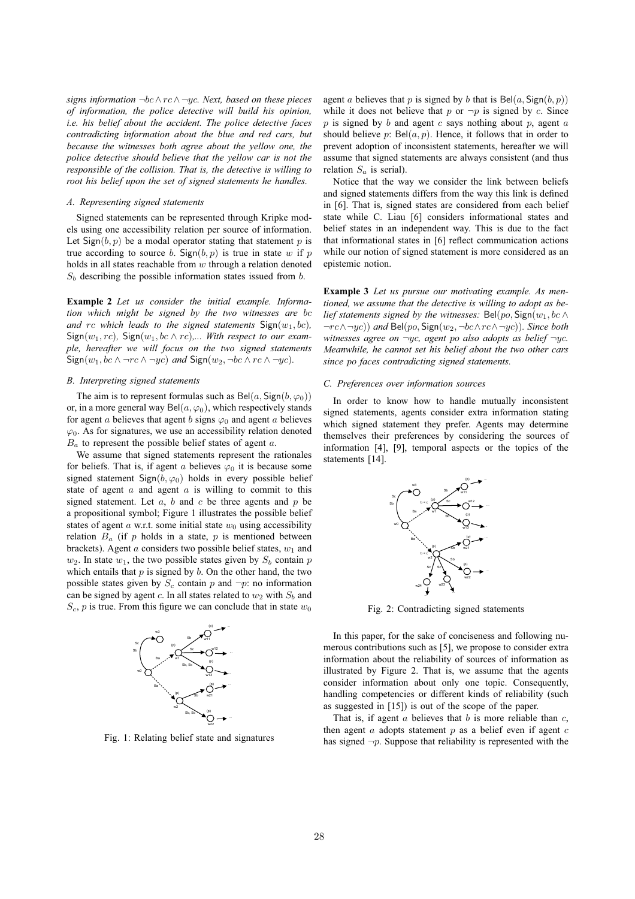*signs information $\neg bc \wedge rc \wedge \neg yc$. Next, based on these pieces of information, the police detective will build his opinion, i.e. his belief about the accident. The police detective faces contradicting information about the blue and red cars, but because the witnesses both agree about the yellow one, the police detective should believe that the yellow car is not the responsible of the collision. That is, the detective is willing to root his belief upon the set of signed statements he handles.*

### A. Representing signed statements

Signed statements can be represented through Kripke models using one accessibility relation per source of information. Let $\mathsf{Sign}(b, p)$ be a modal operator stating that statement $p$ is true according to source $b$. $\mathsf{Sign}(b, p)$ is true in state $w$ if $p$ holds in all states reachable from $w$ through a relation denoted $S_b$ describing the possible information states issued from $b$.

**Example 2** *Let us consider the initial example. Information which might be signed by the two witnesses are $bc$ and $rc$ which leads to the signed statements $\mathsf{Sign}(w_1, bc)$, $\mathsf{Sign}(w_1, rc)$, $\mathsf{Sign}(w_1, bc \wedge rc)$,... With respect to our example, hereafter we will focus on the two signed statements $\mathsf{Sign}(w_1, bc \wedge \neg rc \wedge \neg yc)$ and $\mathsf{Sign}(w_2, \neg bc \wedge rc \wedge \neg yc)$.*

### B. Interpreting signed statements

The aim is to represent formulas such as $\mathsf{Bel}(a, \mathsf{Sign}(b, \varphi_0))$ or, in a more general way $\mathsf{Bel}(a, \varphi_0)$, which respectively stands for agent $a$ believes that agent $b$ signs $\varphi_0$ and agent $a$ believes $\varphi_0$. As for signatures, we use an accessibility relation denoted $B_a$ to represent the possible belief states of agent $a$.

We assume that signed statements represent the rationales for beliefs. That is, if agent $a$ believes $\varphi_0$ it is because some signed statement $\mathsf{Sign}(b, \varphi_0)$ holds in every possible belief state of agent $a$ and agent $a$ is willing to commit to this signed statement. Let $a$, $b$ and $c$ be three agents and $p$ be a propositional symbol; Figure 1 illustrates the possible belief states of agent $a$ w.r.t. some initial state $w_0$ using accessibility relation $B_a$ (if $p$ holds in a state, $p$ is mentioned between brackets). Agent $a$ considers two possible belief states, $w_1$ and $w_2$. In state $w_1$, the two possible states given by $S_b$ contain $p$ which entails that $p$ is signed by $b$. On the other hand, the two possible states given by $S_c$ contain $p$ and $\neg p$: no information can be signed by agent $c$. In all states related to $w_2$ with $S_b$ and $S_c$, $p$ is true. From this figure we can conclude that in state $w_0$ agent $a$ believes that $p$ is signed by $b$ that is $\mathsf{Bel}(a, \mathsf{Sign}(b, p))$ while it does not believe that $p$ or $\neg p$ is signed by $c$. Since $p$ is signed by $b$ and agent $c$ says nothing about $p$, agent $a$ should believe $p$: $\mathsf{Bel}(a, p)$. Hence, it follows that in order to prevent adoption of inconsistent statements, hereafter we will assume that signed statements are always consistent (and thus relation $S_a$ is serial).

Fig. 1: Relating belief state and signatures

Notice that the way we consider the link between beliefs and signed statements differs from the way this link is defined in [6]. That is, signed states are considered from each belief state while C. Liau [6] considers informational states and belief states in an independent way. This is due to the fact that informational states in [6] reflect communication actions while our notion of signed statement is more considered as an epistemic notion.

**Example 3** *Let us pursue our motivating example. As mentioned, we assume that the detective is willing to adopt as belief statements signed by the witnesses: $\mathsf{Bel}(po, \mathsf{Sign}(w_1, bc \wedge \neg rc \wedge \neg yc))$ and $\mathsf{Bel}(po, \mathsf{Sign}(w_2, \neg bc \wedge rc \wedge \neg yc))$. Since both witnesses agree on $\neg yc$, agent $po$ also adopts as belief $\neg yc$. Meanwhile, he cannot set his belief about the two other cars since $po$ faces contradicting signed statements.*

### C. Preferences over information sources

In order to know how to handle mutually inconsistent signed statements, agents consider extra information stating which signed statement they prefer. Agents may determine themselves their preferences by considering the sources of information [4], [9], temporal aspects or the topics of the statements [14].

Fig. 2: Contradicting signed statements

In this paper, for the sake of conciseness and following numerous contributions such as [5], we propose to consider extra information about the reliability of sources of information as illustrated by Figure 2. That is, we assume that the agents consider information about only one topic. Consequently, handling competencies or different kinds of reliability (such as suggested in [15]) is out of the scope of the paper.

That is, if agent $a$ believes that $b$ is more reliable than $c$, then agent $a$ adopts statement $p$ as a belief even if agent $c$ has signed $\neg p$. Suppose that reliability is represented with the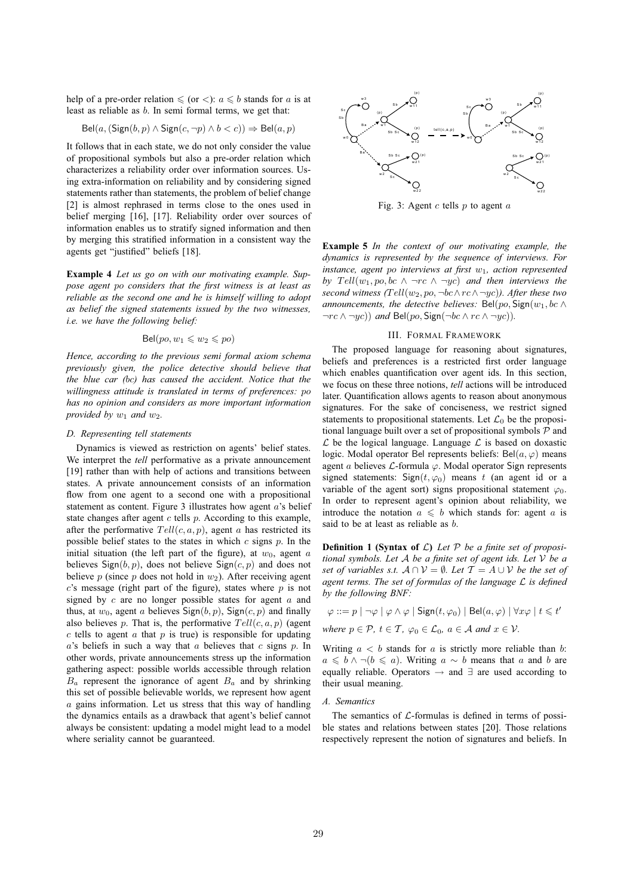help of a pre-order relation $\leqslant$ (or $<$): $a \leqslant b$ stands for $a$ is at least as reliable as $b$. In semi formal terms, we get that:

$$\mathsf{Bel}(a, (\mathsf{Sign}(b, p) \wedge \mathsf{Sign}(c, \neg p) \wedge b < c)) \Rightarrow \mathsf{Bel}(a, p)$$

It follows that in each state, we do not only consider the value of propositional symbols but also a pre-order relation which characterizes a reliability order over information sources. Using extra-information on reliability and by considering signed statements rather than statements, the problem of belief change [2] is almost rephrased in terms close to the ones used in belief merging [16], [17]. Reliability order over sources of information enables us to stratify signed information and then by merging this stratified information in a consistent way the agents get "justified" beliefs [18].

**Example 4** *Let us go on with our motivating example. Suppose agent $po$ considers that the first witness is at least as reliable as the second one and he is himself willing to adopt as belief the signed statements issued by the two witnesses, i.e. we have the following belief:*

$$\mathsf{Bel}(po, w_1 \leqslant w_2 \leqslant po)$$

*Hence, according to the previous semi formal axiom schema previously given, the police detective should believe that the blue car (bc) has caused the accident. Notice that the willingness attitude is translated in terms of preferences: $po$ has no opinion and considers as more important information provided by $w_1$ and $w_2$.*

### D. Representing tell statements

Dynamics is viewed as restriction on agents' belief states. We interpret the *tell* performative as a private announcement [19] rather than with help of actions and transitions between states. A private announcement consists of an information flow from one agent to a second one with a propositional statement as content. Figure 3 illustrates how agent $a$'s belief state changes after agent $c$ tells $p$. According to this example, after the performative $Tell(c, a, p)$, agent $a$ has restricted its possible belief states to the states in which $c$ signs $p$. In the initial situation (the left part of the figure), at $w_0$, agent $a$ believes $\mathsf{Sign}(b, p)$, does not believe $\mathsf{Sign}(c, p)$ and does not believe $p$ (since $p$ does not hold in $w_2$). After receiving agent $c$'s message (right part of the figure), states where $p$ is not signed by $c$ are no longer possible states for agent $a$ and thus, at $w_0$, agent $a$ believes $\mathsf{Sign}(b, p)$, $\mathsf{Sign}(c, p)$ and finally also believes $p$. That is, the performative $Tell(c, a, p)$ (agent $c$ tells to agent $a$ that $p$ is true) is responsible for updating $a$'s beliefs in such a way that $a$ believes that $c$ signs $p$. In other words, private announcements stress up the information gathering aspect: possible worlds accessible through relation $B_a$ represent the ignorance of agent $B_a$ and by shrinking this set of possible believable worlds, we represent how agent $a$ gains information. Let us stress that this way of handling the dynamics entails as a drawback that agent's belief cannot always be consistent: updating a model might lead to a model where seriality cannot be guaranteed.

Fig. 3: Agent $c$ tells $p$ to agent $a$

**Example 5** *In the context of our motivating example, the dynamics is represented by the sequence of interviews. For instance, agent $po$ interviews at first $w_1$, action represented by $Tell(w_1, po, bc \wedge \neg rc \wedge \neg yc)$ and then interviews the second witness ($Tell(w_2, po, \neg bc \wedge rc \wedge \neg yc)$). After these two announcements, the detective believes: $\mathsf{Bel}(po, \mathsf{Sign}(w_1, bc \wedge \neg rc \wedge \neg yc))$ and $\mathsf{Bel}(po, \mathsf{Sign}(\neg bc \wedge rc \wedge \neg yc))$.*

## III. Formal Framework

The proposed language for reasoning about signatures, beliefs and preferences is a restricted first order language which enables quantification over agent ids. In this section, we focus on these three notions, *tell* actions will be introduced later. Quantification allows agents to reason about anonymous signatures. For the sake of conciseness, we restrict signed statements to propositional statements. Let $\mathcal{L}_0$ be the propositional language built over a set of propositional symbols $\mathcal{P}$ and $\mathcal{L}$ be the logical language. Language $\mathcal{L}$ is based on doxastic logic. Modal operator Bel represents beliefs: $\mathsf{Bel}(a, \varphi)$ means agent $a$ believes $\mathcal{L}$-formula $\varphi$. Modal operator Sign represents signed statements: $\mathsf{Sign}(t, \varphi_0)$ means $t$ (an agent id or a variable of the agent sort) signs propositional statement $\varphi_0$. In order to represent agent's opinion about reliability, we introduce the notation $a \leqslant b$ which stands for: agent $a$ is said to be at least as reliable as $b$.

**Definition 1 (Syntax of $\mathcal{L}$)** *Let $\mathcal{P}$ be a finite set of propositional symbols. Let $\mathcal{A}$ be a finite set of agent ids. Let $\mathcal{V}$ be a set of variables s.t. $\mathcal{A} \cap \mathcal{V} = \emptyset$. Let $\mathcal{T} = A \cup \mathcal{V}$ be the set of agent terms. The set of formulas of the language $\mathcal{L}$ is defined by the following BNF:*

$$\varphi ::= p \mid \neg\varphi \mid \varphi \wedge \varphi \mid \mathsf{Sign}(t, \varphi_0) \mid \mathsf{Bel}(a, \varphi) \mid \forall x \varphi \mid t \leqslant t'$$

*where $p \in \mathcal{P}$, $t \in \mathcal{T}$, $\varphi_0 \in \mathcal{L}_0$, $a \in \mathcal{A}$ and $x \in \mathcal{V}$.*

Writing $a < b$ stands for $a$ is strictly more reliable than $b$: $a \leqslant b \wedge \neg(b \leqslant a)$. Writing $a \sim b$ means that $a$ and $b$ are equally reliable. Operators $\rightarrow$ and $\exists$ are used according to their usual meaning.

### A. Semantics

The semantics of $\mathcal{L}$-formulas is defined in terms of possible states and relations between states [20]. Those relations respectively represent the notion of signatures and beliefs. In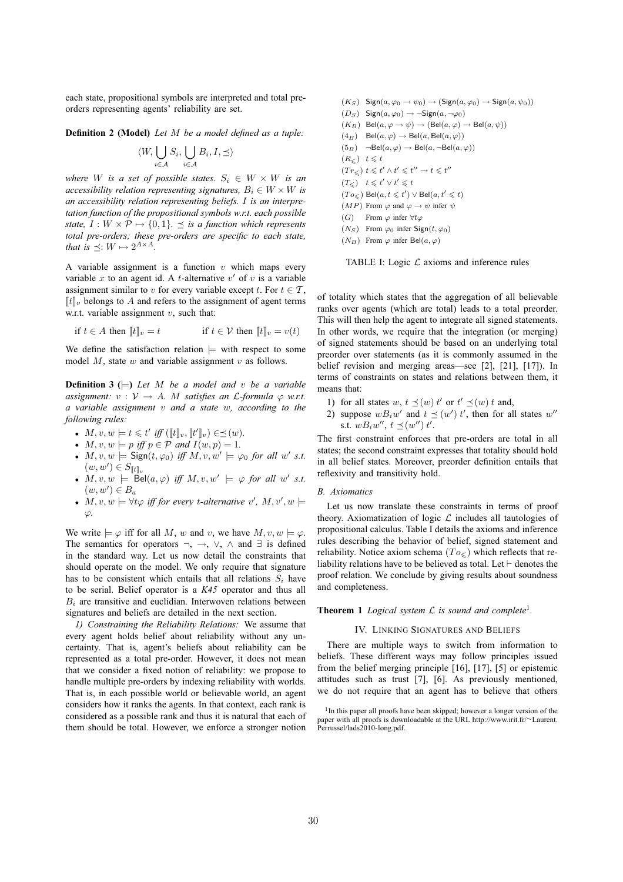each state, propositional symbols are interpreted and total pre-orders representing agents' reliability are set.

**Definition 2 (Model)** *Let $M$ be a model defined as a tuple:*

$$\langle W, \bigcup_{i \in \mathcal{A}} S_i, \bigcup_{i \in \mathcal{A}} B_i, I, \preceq \rangle$$

*where $W$ is a set of possible states. $S_i \in W \times W$ is an accessibility relation representing signatures, $B_i \in W \times W$ is an accessibility relation representing beliefs. $I$ is an interpretation function of the propositional symbols w.r.t. each possible state, $I : W \times \mathcal{P} \mapsto \{0, 1\}$. $\preceq$ is a function which represents total pre-orders; these pre-orders are specific to each state, that is $\preceq: W \mapsto 2^{A \times A}$.*

A variable assignment is a function $v$ which maps every variable $x$ to an agent id. A $t$-alternative $v'$ of $v$ is a variable assignment similar to $v$ for every variable except $t$. For $t \in \mathcal{T}$, $[\![t]\!]_v$ belongs to $A$ and refers to the assignment of agent terms w.r.t. variable assignment $v$, such that:

$$\text{if } t \in A \text{ then } [\![t]\!]_v = t \qquad \text{if } t \in \mathcal{V} \text{ then } [\![t]\!]_v = v(t)$$

We define the satisfaction relation $\models$ with respect to some model $M$, state $w$ and variable assignment $v$ as follows.

**Definition 3 ($\models$)** *Let $M$ be a model and $v$ be a variable assignment: $v : \mathcal{V} \to A$. $M$ satisfies an $\mathcal{L}$-formula $\varphi$ w.r.t. a variable assignment $v$ and a state $w$, according to the following rules:*

- $M, v, w \models t \leqslant t'$ *iff* $([\![t]\!]_v, [\![t']\!]_v) \in \preceq(w)$.
- $M, v, w \models p$ *iff* $p \in \mathcal{P}$ *and* $I(w, p) = 1$.
- $M, v, w \models \mathsf{Sign}(t, \varphi_0)$ *iff* $M, v, w' \models \varphi_0$ *for all* $w'$ *s.t.* $(w, w') \in S_{[\![t]\!]_v}$
- $M, v, w \models \mathsf{Bel}(a, \varphi)$ *iff* $M, v, w' \models \varphi$ *for all* $w'$ *s.t.* $(w, w') \in B_a$
- $M, v, w \models \forall t \varphi$ *iff for every $t$-alternative $v'$,* $M, v', w \models \varphi$.

We write $\models \varphi$ iff for all $M$, $w$ and $v$, we have $M, v, w \models \varphi$. The semantics for operators $\neg$, $\to$, $\vee$, $\wedge$ and $\exists$ is defined in the standard way. Let us now detail the constraints that should operate on the model. We only require that signature has to be consistent which entails that all relations $S_i$ have to be serial. Belief operator is a *K45* operator and thus all $B_i$ are transitive and euclidian. Interwoven relations between signatures and beliefs are detailed in the next section.

*1) Constraining the Reliability Relations:* We assume that every agent holds belief about reliability without any uncertainty. That is, agent's beliefs about reliability can be represented as a total pre-order. However, it does not mean that we consider a fixed notion of reliability: we propose to handle multiple pre-orders by indexing reliability with worlds. That is, in each possible world or believable world, an agent considers how it ranks the agents. In that context, each rank is considered as a possible rank and thus it is natural that each of them should be total. However, we enforce a stronger notion of totality which states that the aggregation of all believable ranks over agents (which are total) leads to a total preorder. This will then help the agent to integrate all signed statements. In other words, we require that the integration (or merging) of signed statements should be based on an underlying total preorder over statements (as it is commonly assumed in the belief revision and merging areas—see [2], [21], [17]). In terms of constraints on states and relations between them, it means that:

1) for all states $w$, $t \preceq(w)\, t'$ or $t' \preceq(w)\, t$ and,
2) suppose $wB_iw'$ and $t \preceq(w')\, t'$, then for all states $w''$ s.t. $wB_iw''$, $t \preceq(w'')\, t'$.

The first constraint enforces that pre-orders are total in all states; the second constraint expresses that totality should hold in all belief states. Moreover, preorder definition entails that reflexivity and transitivity hold.

*B. Axiomatics*

Let us now translate these constraints in terms of proof theory. Axiomatization of logic $\mathcal{L}$ includes all tautologies of propositional calculus. Table I details the axioms and inference rules describing the behavior of belief, signed statement and reliability. Notice axiom schema $(To_{\leqslant})$ which reflects that reliability relations have to be believed as total. Let $\vdash$ denotes the proof relation. We conclude by giving results about soundness and completeness.

|  |  |
|---|---|
| $(K_S)$ | $\mathsf{Sign}(a, \varphi_0 \to \psi_0) \to (\mathsf{Sign}(a, \varphi_0) \to \mathsf{Sign}(a, \psi_0))$ |
| $(D_S)$ | $\mathsf{Sign}(a, \varphi_0) \to \neg\mathsf{Sign}(a, \neg\varphi_0)$ |
| $(K_B)$ | $\mathsf{Bel}(a, \varphi \to \psi) \to (\mathsf{Bel}(a, \varphi) \to \mathsf{Bel}(a, \psi))$ |
| $(4_B)$ | $\mathsf{Bel}(a, \varphi) \to \mathsf{Bel}(a, \mathsf{Bel}(a, \varphi))$ |
| $(5_B)$ | $\neg\mathsf{Bel}(a, \varphi) \to \mathsf{Bel}(a, \neg\mathsf{Bel}(a, \varphi))$ |
| $(R_{\leqslant})$ | $t \leqslant t$ |
| $(Tr_{\leqslant})$ | $t \leqslant t' \wedge t' \leqslant t'' \to t \leqslant t''$ |
| $(T_{\leqslant})$ | $t \leqslant t' \vee t' \leqslant t$ |
| $(To_{\leqslant})$ | $\mathsf{Bel}(a, t \leqslant t') \vee \mathsf{Bel}(a, t' \leqslant t)$ |
| $(MP)$ | From $\varphi$ and $\varphi \to \psi$ infer $\psi$ |
| $(G)$ | From $\varphi$ infer $\forall t \varphi$ |
| $(N_S)$ | From $\varphi_0$ infer $\mathsf{Sign}(t, \varphi_0)$ |
| $(N_B)$ | From $\varphi$ infer $\mathsf{Bel}(a, \varphi)$ |

TABLE I: Logic $\mathcal{L}$ axioms and inference rules

**Theorem 1** *Logical system $\mathcal{L}$ is sound and complete*[1].

## IV. Linking Signatures and Beliefs

There are multiple ways to switch from information to beliefs. These different ways may follow principles issued from the belief merging principle [16], [17], [5] or epistemic attitudes such as trust [7], [6]. As previously mentioned, we do not require that an agent has to believe that others

[1] In this paper all proofs have been skipped; however a longer version of the paper with all proofs is downloadable at the URL http://www.irit.fr/~Laurent.Perrussel/lads2010-long.pdf.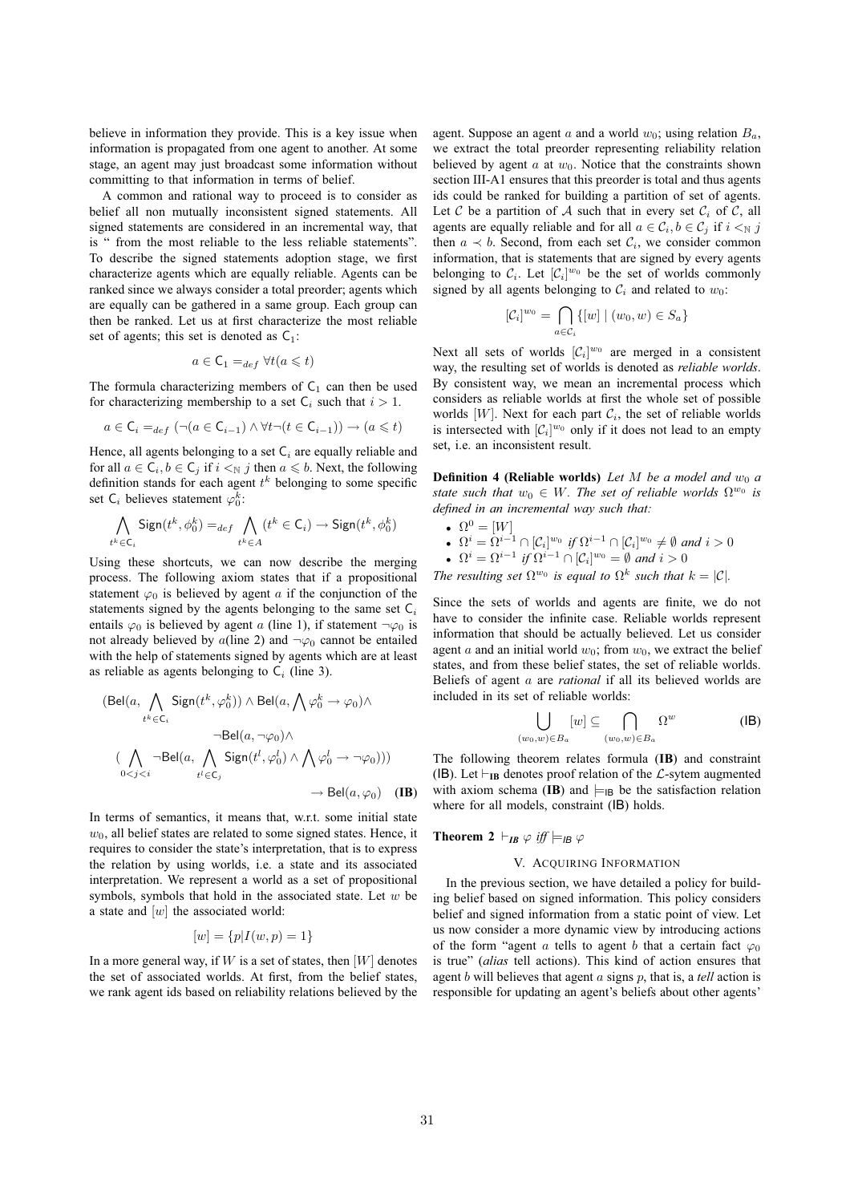believe in information they provide. This is a key issue when information is propagated from one agent to another. At some stage, an agent may just broadcast some information without committing to that information in terms of belief.

A common and rational way to proceed is to consider as belief all non mutually inconsistent signed statements. All signed statements are considered in an incremental way, that is " from the most reliable to the less reliable statements". To describe the signed statements adoption stage, we first characterize agents which are equally reliable. Agents can be ranked since we always consider a total preorder; agents which are equally can be gathered in a same group. Each group can then be ranked. Let us at first characterize the most reliable set of agents; this set is denoted as $\mathsf{C}_1$:

$$a \in \mathsf{C}_1 =_{def} \forall t (a \leqslant t)$$

The formula characterizing members of $\mathsf{C}_1$ can then be used for characterizing membership to a set $\mathsf{C}_i$ such that $i > 1$.

$$a \in \mathsf{C}_i =_{def} (\neg(a \in \mathsf{C}_{i-1}) \wedge \forall t \neg(t \in \mathsf{C}_{i-1})) \rightarrow (a \leqslant t)$$

Hence, all agents belonging to a set $\mathsf{C}_i$ are equally reliable and for all $a \in \mathsf{C}_i, b \in \mathsf{C}_j$ if $i <_{\mathbb{N}} j$ then $a \leqslant b$. Next, the following definition stands for each agent $t^k$ belonging to some specific set $\mathsf{C}_i$ believes statement $\varphi_0^k$:

$$\bigwedge_{t^k \in \mathsf{C}_i} \mathsf{Sign}(t^k, \phi_0^k) =_{def} \bigwedge_{t^k \in A} (t^k \in \mathsf{C}_i) \rightarrow \mathsf{Sign}(t^k, \phi_0^k)$$

Using these shortcuts, we can now describe the merging process. The following axiom states that if a propositional statement $\varphi_0$ is believed by agent $a$ if the conjunction of the statements signed by the agents belonging to the same set $\mathsf{C}_i$ entails $\varphi_0$ is believed by agent $a$ (line 1), if statement $\neg\varphi_0$ is not already believed by $a$(line 2) and $\neg\varphi_0$ cannot be entailed with the help of statements signed by agents which are at least as reliable as agents belonging to $\mathsf{C}_i$ (line 3).

$$\begin{aligned}
&(\mathsf{Bel}(a, \bigwedge_{t^k \in \mathsf{C}_i} \mathsf{Sign}(t^k, \varphi_0^k)) \wedge \mathsf{Bel}(a, \bigwedge \varphi_0^k \rightarrow \varphi_0) \wedge \\
&\qquad \neg\mathsf{Bel}(a, \neg\varphi_0) \wedge \\
&(\bigwedge_{0<j<i} \neg\mathsf{Bel}(a, \bigwedge_{t^l \in \mathsf{C}_j} \mathsf{Sign}(t^l, \varphi_0^l) \wedge \bigwedge \varphi_0^l \rightarrow \neg\varphi_0))) \\
&\qquad\qquad \rightarrow \mathsf{Bel}(a, \varphi_0) \quad \textbf{(IB)}
\end{aligned}$$

In terms of semantics, it means that, w.r.t. some initial state $w_0$, all belief states are related to some signed states. Hence, it requires to consider the state's interpretation, that is to express the relation by using worlds, i.e. a state and its associated interpretation. We represent a world as a set of propositional symbols, symbols that hold in the associated state. Let $w$ be a state and $[w]$ the associated world:

$$[w] = \{p | I(w, p) = 1\}$$

In a more general way, if $W$ is a set of states, then $[W]$ denotes the set of associated worlds. At first, from the belief states, we rank agent ids based on reliability relations believed by the agent. Suppose an agent $a$ and a world $w_0$; using relation $B_a$, we extract the total preorder representing reliability relation believed by agent $a$ at $w_0$. Notice that the constraints shown section III-A1 ensures that this preorder is total and thus agents ids could be ranked for building a partition of set of agents. Let $\mathcal{C}$ be a partition of $\mathcal{A}$ such that in every set $\mathcal{C}_i$ of $\mathcal{C}$, all agents are equally reliable and for all $a \in \mathcal{C}_i, b \in \mathcal{C}_j$ if $i <_{\mathbb{N}} j$ then $a \prec b$. Second, from each set $\mathcal{C}_i$, we consider common information, that is statements that are signed by every agents belonging to $\mathcal{C}_i$. Let $[\mathcal{C}_i]^{w_0}$ be the set of worlds commonly signed by all agents belonging to $\mathcal{C}_i$ and related to $w_0$:

$$[\mathcal{C}_i]^{w_0} = \bigcap_{a \in \mathcal{C}_i} \{[w] \mid (w_0, w) \in S_a\}$$

Next all sets of worlds $[\mathcal{C}_i]^{w_0}$ are merged in a consistent way, the resulting set of worlds is denoted as *reliable worlds*. By consistent way, we mean an incremental process which considers as reliable worlds at first the whole set of possible worlds $[W]$. Next for each part $\mathcal{C}_i$, the set of reliable worlds is intersected with $[\mathcal{C}_i]^{w_0}$ only if it does not lead to an empty set, i.e. an inconsistent result.

**Definition 4 (Reliable worlds)** *Let $M$ be a model and $w_0$ a state such that $w_0 \in W$. The set of reliable worlds $\Omega^{w_0}$ is defined in an incremental way such that:*

- $\Omega^0 = [W]$
- $\Omega^i = \Omega^{i-1} \cap [\mathcal{C}_i]^{w_0}$ *if* $\Omega^{i-1} \cap [\mathcal{C}_i]^{w_0} \neq \emptyset$ *and* $i > 0$
- $\Omega^i = \Omega^{i-1}$ *if* $\Omega^{i-1} \cap [\mathcal{C}_i]^{w_0} = \emptyset$ *and* $i > 0$

*The resulting set $\Omega^{w_0}$ is equal to $\Omega^k$ such that $k = |\mathcal{C}|$.*

Since the sets of worlds and agents are finite, we do not have to consider the infinite case. Reliable worlds represent information that should be actually believed. Let us consider agent $a$ and an initial world $w_0$; from $w_0$, we extract the belief states, and from these belief states, the set of reliable worlds. Beliefs of agent $a$ are *rational* if all its believed worlds are included in its set of reliable worlds:

$$\bigcup_{(w_0, w) \in B_a} [w] \subseteq \bigcap_{(w_0, w) \in B_a} \Omega^w \qquad \textsf{(IB)}$$

The following theorem relates formula **(IB)** and constraint (IB). Let $\vdash_{\mathbf{IB}}$ denotes proof relation of the $\mathcal{L}$-sytem augmented with axiom schema **(IB)** and $\models_{\mathsf{IB}}$ be the satisfaction relation where for all models, constraint (IB) holds.

**Theorem 2** $\vdash_{\mathbf{IB}} \varphi$ *iff* $\models_{\mathsf{IB}} \varphi$

## V. Acquiring Information

In the previous section, we have detailed a policy for building belief based on signed information. This policy considers belief and signed information from a static point of view. Let us now consider a more dynamic view by introducing actions of the form "agent $a$ tells to agent $b$ that a certain fact $\varphi_0$ is true" (*alias* tell actions). This kind of action ensures that agent $b$ will believes that agent $a$ signs $p$, that is, a *tell* action is responsible for updating an agent's beliefs about other agents'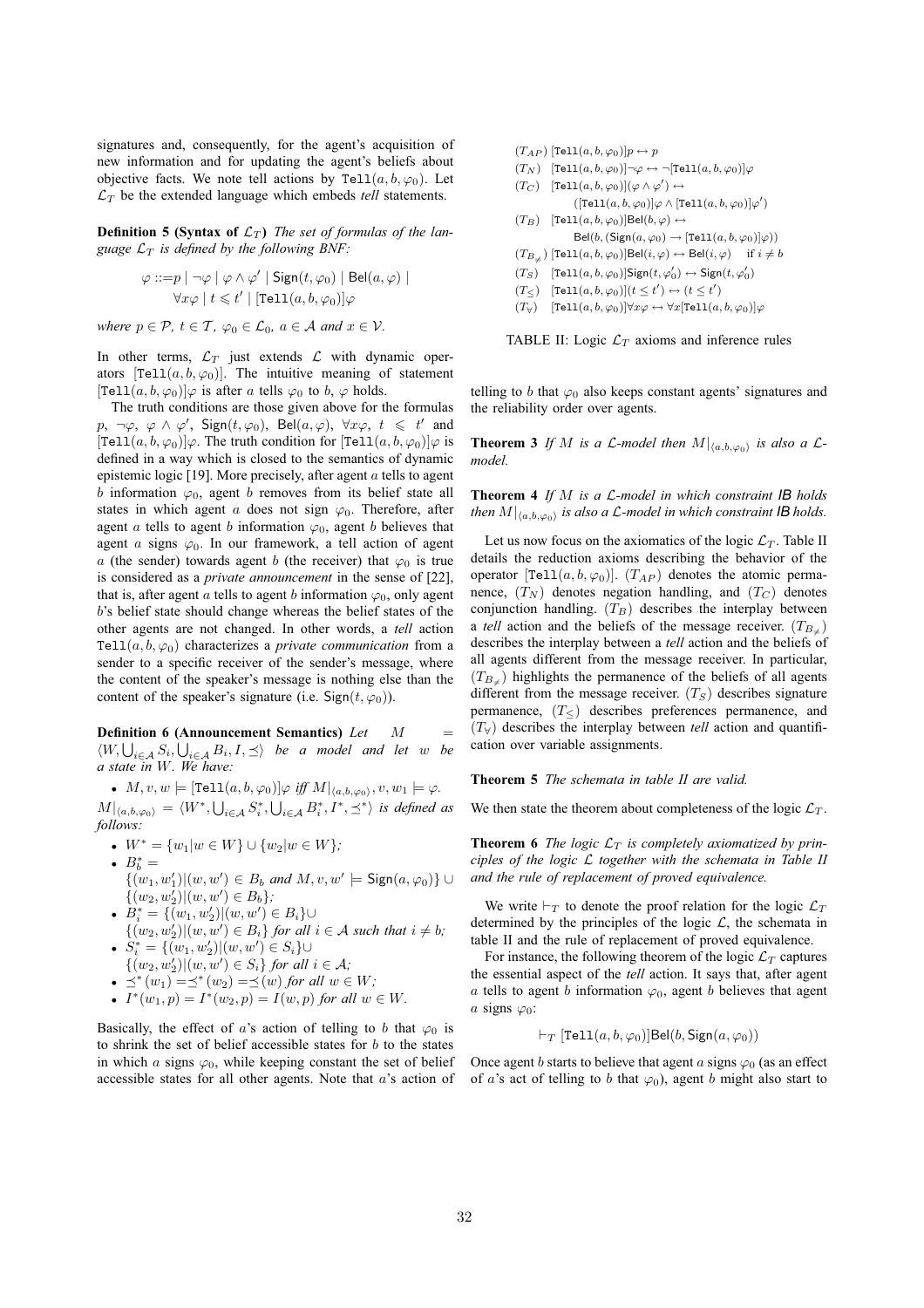signatures and, consequently, for the agent's acquisition of new information and for updating the agent's beliefs about objective facts. We note tell actions by $\texttt{Tell}(a, b, \varphi_0)$. Let $\mathcal{L}_T$ be the extended language which embeds *tell* statements.

**Definition 5 (Syntax of $\mathcal{L}_T$)** *The set of formulas of the language $\mathcal{L}_T$ is defined by the following BNF:*

$$\varphi ::= p \mid \neg\varphi \mid \varphi \wedge \varphi' \mid \mathsf{Sign}(t, \varphi_0) \mid \mathsf{Bel}(a, \varphi) \mid \forall x\varphi \mid t \leqslant t' \mid [\texttt{Tell}(a, b, \varphi_0)]\varphi$$

*where $p \in \mathcal{P}$, $t \in \mathcal{T}$, $\varphi_0 \in \mathcal{L}_0$, $a \in \mathcal{A}$ and $x \in \mathcal{V}$.*

In other terms, $\mathcal{L}_T$ just extends $\mathcal{L}$ with dynamic operators $[\texttt{Tell}(a, b, \varphi_0)]$. The intuitive meaning of statement $[\texttt{Tell}(a, b, \varphi_0)]\varphi$ is after $a$ tells $\varphi_0$ to $b$, $\varphi$ holds.

The truth conditions are those given above for the formulas $p$, $\neg\varphi$, $\varphi \wedge \varphi'$, $\mathsf{Sign}(t, \varphi_0)$, $\mathsf{Bel}(a, \varphi)$, $\forall x\varphi$, $t \leqslant t'$ and $[\texttt{Tell}(a, b, \varphi_0)]\varphi$. The truth condition for $[\texttt{Tell}(a, b, \varphi_0)]\varphi$ is defined in a way which is closed to the semantics of dynamic epistemic logic [19]. More precisely, after agent $a$ tells to agent $b$ information $\varphi_0$, agent $b$ removes from its belief state all states in which agent $a$ does not sign $\varphi_0$. Therefore, after agent $a$ tells to agent $b$ information $\varphi_0$, agent $b$ believes that agent $a$ signs $\varphi_0$. In our framework, a tell action of agent $a$ (the sender) towards agent $b$ (the receiver) that $\varphi_0$ is true is considered as a *private announcement* in the sense of [22], that is, after agent $a$ tells to agent $b$ information $\varphi_0$, only agent $b$'s belief state should change whereas the belief states of the other agents are not changed. In other words, a *tell* action $\texttt{Tell}(a, b, \varphi_0)$ characterizes a *private communication* from a sender to a specific receiver of the sender's message, where the content of the speaker's message is nothing else than the content of the speaker's signature (i.e. $\mathsf{Sign}(t, \varphi_0)$).

**Definition 6 (Announcement Semantics)** *Let $M = \langle W, \bigcup_{i\in\mathcal{A}} S_i, \bigcup_{i\in\mathcal{A}} B_i, I, \preceq\rangle$ be a model and let $w$ be a state in $W$. We have:*

- $M, v, w \models [\texttt{Tell}(a, b, \varphi_0)]\varphi$ *iff* $M|_{\langle a,b,\varphi_0\rangle}, v, w_1 \models \varphi$.

$M|_{\langle a,b,\varphi_0\rangle} = \langle W^*, \bigcup_{i\in\mathcal{A}} S_i^*, \bigcup_{i\in\mathcal{A}} B_i^*, I^*, \preceq^*\rangle$ *is defined as follows:*

- $W^* = \{w_1 | w \in W\} \cup \{w_2 | w \in W\}$;
- $B_b^* = \{(w_1, w_1') | (w, w') \in B_b \text{ and } M, v, w' \models \mathsf{Sign}(a, \varphi_0)\} \cup \{(w_2, w_2') | (w, w') \in B_b\}$;
- $B_i^* = \{(w_1, w_2') | (w, w') \in B_i\} \cup \{(w_2, w_2') | (w, w') \in B_i\}$ *for all $i \in \mathcal{A}$ such that $i \neq b$;*
- $S_i^* = \{(w_1, w_2') | (w, w') \in S_i\} \cup \{(w_2, w_2') | (w, w') \in S_i\}$ *for all $i \in \mathcal{A}$;*
- $\preceq^*(w_1) = \preceq^*(w_2) = \preceq(w)$ *for all $w \in W$;*
- $I^*(w_1, p) = I^*(w_2, p) = I(w, p)$ *for all $w \in W$.*

Basically, the effect of $a$'s action of telling to $b$ that $\varphi_0$ is to shrink the set of belief accessible states for $b$ to the states in which $a$ signs $\varphi_0$, while keeping constant the set of belief accessible states for all other agents. Note that $a$'s action of telling to $b$ that $\varphi_0$ also keeps constant agents' signatures and the reliability order over agents.

**Theorem 3** *If $M$ is a $\mathcal{L}$-model then $M|_{\langle a,b,\varphi_0\rangle}$ is also a $\mathcal{L}$-model.*

**Theorem 4** *If $M$ is a $\mathcal{L}$-model in which constraint **IB** holds then $M|_{\langle a,b,\varphi_0\rangle}$ is also a $\mathcal{L}$-model in which constraint **IB** holds.*

Let us now focus on the axiomatics of the logic $\mathcal{L}_T$. Table II details the reduction axioms describing the behavior of the operator $[\texttt{Tell}(a, b, \varphi_0)]$. $(T_{AP})$ denotes the atomic permanence, $(T_N)$ denotes negation handling, and $(T_C)$ denotes conjunction handling. $(T_B)$ describes the interplay between a *tell* action and the beliefs of the message receiver. $(T_{B_{\neq}})$ describes the interplay between a *tell* action and the beliefs of all agents different from the message receiver. In particular, $(T_{B_{\neq}})$ highlights the permanence of the beliefs of all agents different from the message receiver. $(T_S)$ describes signature permanence, $(T_{\leq})$ describes preferences permanence, and $(T_{\forall})$ describes the interplay between *tell* action and quantification over variable assignments.

| | |
|---|---|
| $(T_{AP})$ | $[\texttt{Tell}(a, b, \varphi_0)]p \leftrightarrow p$ |
| $(T_N)$ | $[\texttt{Tell}(a, b, \varphi_0)]\neg\varphi \leftrightarrow \neg[\texttt{Tell}(a, b, \varphi_0)]\varphi$ |
| $(T_C)$ | $[\texttt{Tell}(a, b, \varphi_0)](\varphi \wedge \varphi') \leftrightarrow ([\texttt{Tell}(a, b, \varphi_0)]\varphi \wedge [\texttt{Tell}(a, b, \varphi_0)]\varphi')$ |
| $(T_B)$ | $[\texttt{Tell}(a, b, \varphi_0)]\mathsf{Bel}(b, \varphi) \leftrightarrow \mathsf{Bel}(b, (\mathsf{Sign}(a, \varphi_0) \rightarrow [\texttt{Tell}(a, b, \varphi_0)]\varphi))$ |
| $(T_{B_{\neq}})$ | $[\texttt{Tell}(a, b, \varphi_0)]\mathsf{Bel}(i, \varphi) \leftrightarrow \mathsf{Bel}(i, \varphi)$ if $i \neq b$ |
| $(T_S)$ | $[\texttt{Tell}(a, b, \varphi_0)]\mathsf{Sign}(t, \varphi_0') \leftrightarrow \mathsf{Sign}(t, \varphi_0')$ |
| $(T_{\leq})$ | $[\texttt{Tell}(a, b, \varphi_0)](t \leq t') \leftrightarrow (t \leq t')$ |
| $(T_{\forall})$ | $[\texttt{Tell}(a, b, \varphi_0)]\forall x\varphi \leftrightarrow \forall x[\texttt{Tell}(a, b, \varphi_0)]\varphi$ |

TABLE II: Logic $\mathcal{L}_T$ axioms and inference rules

**Theorem 5** *The schemata in table II are valid.*

We then state the theorem about completeness of the logic $\mathcal{L}_T$.

**Theorem 6** *The logic $\mathcal{L}_T$ is completely axiomatized by principles of the logic $\mathcal{L}$ together with the schemata in Table II and the rule of replacement of proved equivalence.*

We write $\vdash_T$ to denote the proof relation for the logic $\mathcal{L}_T$ determined by the principles of the logic $\mathcal{L}$, the schemata in table II and the rule of replacement of proved equivalence.

For instance, the following theorem of the logic $\mathcal{L}_T$ captures the essential aspect of the *tell* action. It says that, after agent $a$ tells to agent $b$ information $\varphi_0$, agent $b$ believes that agent $a$ signs $\varphi_0$:

$$\vdash_T [\texttt{Tell}(a, b, \varphi_0)]\mathsf{Bel}(b, \mathsf{Sign}(a, \varphi_0))$$

Once agent $b$ starts to believe that agent $a$ signs $\varphi_0$ (as an effect of $a$'s act of telling to $b$ that $\varphi_0$), agent $b$ might also start to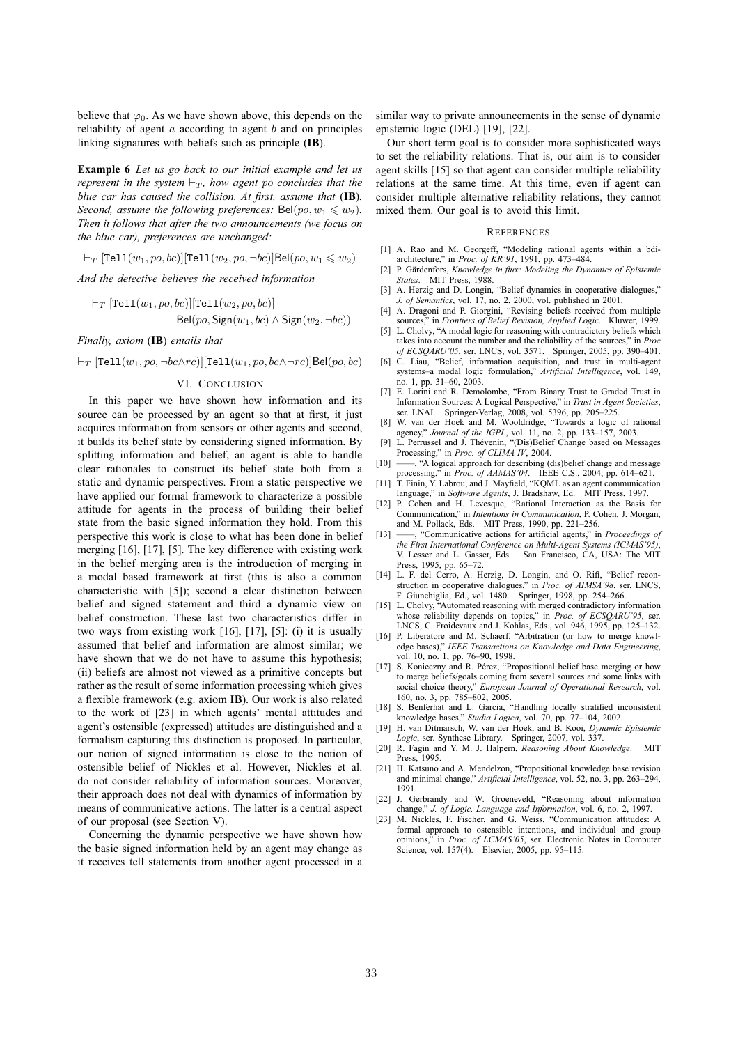believe that $\varphi_0$. As we have shown above, this depends on the reliability of agent $a$ according to agent $b$ and on principles linking signatures with beliefs such as principle (**IB**).

**Example 6** *Let us go back to our initial example and let us represent in the system $\vdash_T$, how agent po concludes that the blue car has caused the collision. At first, assume that* (**IB**)*. Second, assume the following preferences:* $\mathsf{Bel}(po, w_1 \leqslant w_2)$*. Then it follows that after the two announcements (we focus on the blue car), preferences are unchanged:*

$$\vdash_T [\mathtt{Tell}(w_1, po, bc)][\mathtt{Tell}(w_2, po, \neg bc)]\mathsf{Bel}(po, w_1 \leqslant w_2)$$

*And the detective believes the received information*

$$\vdash_T [\mathtt{Tell}(w_1, po, bc)][\mathtt{Tell}(w_2, po, bc)] \mathsf{Bel}(po, \mathsf{Sign}(w_1, bc) \wedge \mathsf{Sign}(w_2, \neg bc))$$

*Finally, axiom* (**IB**) *entails that*

$$\vdash_T [\mathtt{Tell}(w_1, po, \neg bc \wedge rc)][\mathtt{Tell}(w_1, po, bc \wedge \neg rc)]\mathsf{Bel}(po, bc)$$

## VI. Conclusion

In this paper we have shown how information and its source can be processed by an agent so that at first, it just acquires information from sensors or other agents and second, it builds its belief state by considering signed information. By splitting information and belief, an agent is able to handle clear rationales to construct its belief state both from a static and dynamic perspectives. From a static perspective we have applied our formal framework to characterize a possible attitude for agents in the process of building their belief state from the basic signed information they hold. From this perspective this work is close to what has been done in belief merging [16], [17], [5]. The key difference with existing work in the belief merging area is the introduction of merging in a modal based framework at first (this is also a common characteristic with [5]); second a clear distinction between belief and signed statement and third a dynamic view on belief construction. These last two characteristics differ in two ways from existing work [16], [17], [5]: (i) it is usually assumed that belief and information are almost similar; we have shown that we do not have to assume this hypothesis; (ii) beliefs are almost not viewed as a primitive concepts but rather as the result of some information processing which gives a flexible framework (e.g. axiom **IB**). Our work is also related to the work of [23] in which agents' mental attitudes and agent's ostensible (expressed) attitudes are distinguished and a formalism capturing this distinction is proposed. In particular, our notion of signed information is close to the notion of ostensible belief of Nickles et al. However, Nickles et al. do not consider reliability of information sources. Moreover, their approach does not deal with dynamics of information by means of communicative actions. The latter is a central aspect of our proposal (see Section V).

Concerning the dynamic perspective we have shown how the basic signed information held by an agent may change as it receives tell statements from another agent processed in a similar way to private announcements in the sense of dynamic epistemic logic (DEL) [19], [22].

Our short term goal is to consider more sophisticated ways to set the reliability relations. That is, our aim is to consider agent skills [15] so that agent can consider multiple reliability relations at the same time. At this time, even if agent can consider multiple alternative reliability relations, they cannot mixed them. Our goal is to avoid this limit.

## References

[1] A. Rao and M. Georgeff, "Modeling rational agents within a bdi-architecture," in *Proc. of KR'91*, 1991, pp. 473–484.

[2] P. Gärdenfors, *Knowledge in flux: Modeling the Dynamics of Epistemic States*. MIT Press, 1988.

[3] A. Herzig and D. Longin, "Belief dynamics in cooperative dialogues," *J. of Semantics*, vol. 17, no. 2, 2000, vol. published in 2001.

[4] A. Dragoni and P. Giorgini, "Revising beliefs received from multiple sources," in *Frontiers of Belief Revision, Applied Logic*. Kluwer, 1999.

[5] L. Cholvy, "A modal logic for reasoning with contradictory beliefs which takes into account the number and the reliability of the sources," in *Proc of ECSQARU'05*, ser. LNCS, vol. 3571. Springer, 2005, pp. 390–401.

[6] C. Liau, "Belief, information acquisition, and trust in multi-agent systems–a modal logic formulation," *Artificial Intelligence*, vol. 149, no. 1, pp. 31–60, 2003.

[7] E. Lorini and R. Demolombe, "From Binary Trust to Graded Trust in Information Sources: A Logical Perspective," in *Trust in Agent Societies*, ser. LNAI. Springer-Verlag, 2008, vol. 5396, pp. 205–225.

[8] W. van der Hoek and M. Wooldridge, "Towards a logic of rational agency," *Journal of the IGPL*, vol. 11, no. 2, pp. 133–157, 2003.

[9] L. Perrussel and J. Thévenin, "(Dis)Belief Change based on Messages Processing," in *Proc. of CLIMA'IV*, 2004.

[10] ——, "A logical approach for describing (dis)belief change and message processing," in *Proc. of AAMAS'04*. IEEE C.S., 2004, pp. 614–621.

[11] T. Finin, Y. Labrou, and J. Mayfield, "KQML as an agent communication language," in *Software Agents*, J. Bradshaw, Ed. MIT Press, 1997.

[12] P. Cohen and H. Levesque, "Rational Interaction as the Basis for Communication," in *Intentions in Communication*, P. Cohen, J. Morgan, and M. Pollack, Eds. MIT Press, 1990, pp. 221–256.

[13] ——, "Communicative actions for artificial agents," in *Proceedings of the First International Conference on Multi-Agent Systems (ICMAS'95)*, V. Lesser and L. Gasser, Eds. San Francisco, CA, USA: The MIT Press, 1995, pp. 65–72.

[14] L. F. del Cerro, A. Herzig, D. Longin, and O. Rifi, "Belief reconstruction in cooperative dialogues," in *Proc. of AIMSA'98*, ser. LNCS, F. Giunchiglia, Ed., vol. 1480. Springer, 1998, pp. 254–266.

[15] L. Cholvy, "Automated reasoning with merged contradictory information whose reliability depends on topics," in *Proc. of ECSQARU'95*, ser. LNCS, C. Froidevaux and J. Kohlas, Eds., vol. 946, 1995, pp. 125–132.

[16] P. Liberatore and M. Schaerf, "Arbitration (or how to merge knowledge bases)," *IEEE Transactions on Knowledge and Data Engineering*, vol. 10, no. 1, pp. 76–90, 1998.

[17] S. Konieczny and R. Pérez, "Propositional belief base merging or how to merge beliefs/goals coming from several sources and some links with social choice theory," *European Journal of Operational Research*, vol. 160, no. 3, pp. 785–802, 2005.

[18] S. Benferhat and L. Garcia, "Handling locally stratified inconsistent knowledge bases," *Studia Logica*, vol. 70, pp. 77–104, 2002.

[19] H. van Ditmarsch, W. van der Hoek, and B. Kooi, *Dynamic Epistemic Logic*, ser. Synthese Library. Springer, 2007, vol. 337.

[20] R. Fagin and Y. M. J. Halpern, *Reasoning About Knowledge*. MIT Press, 1995.

[21] H. Katsuno and A. Mendelzon, "Propositional knowledge base revision and minimal change," *Artificial Intelligence*, vol. 52, no. 3, pp. 263–294, 1991.

[22] J. Gerbrandy and W. Groeneveld, "Reasoning about information change," *J. of Logic, Language and Information*, vol. 6, no. 2, 1997.

[23] M. Nickles, F. Fischer, and G. Weiss, "Communication attitudes: A formal approach to ostensible intentions, and individual and group opinions," in *Proc. of LCMAS'05*, ser. Electronic Notes in Computer Science, vol. 157(4). Elsevier, 2005, pp. 95–115.